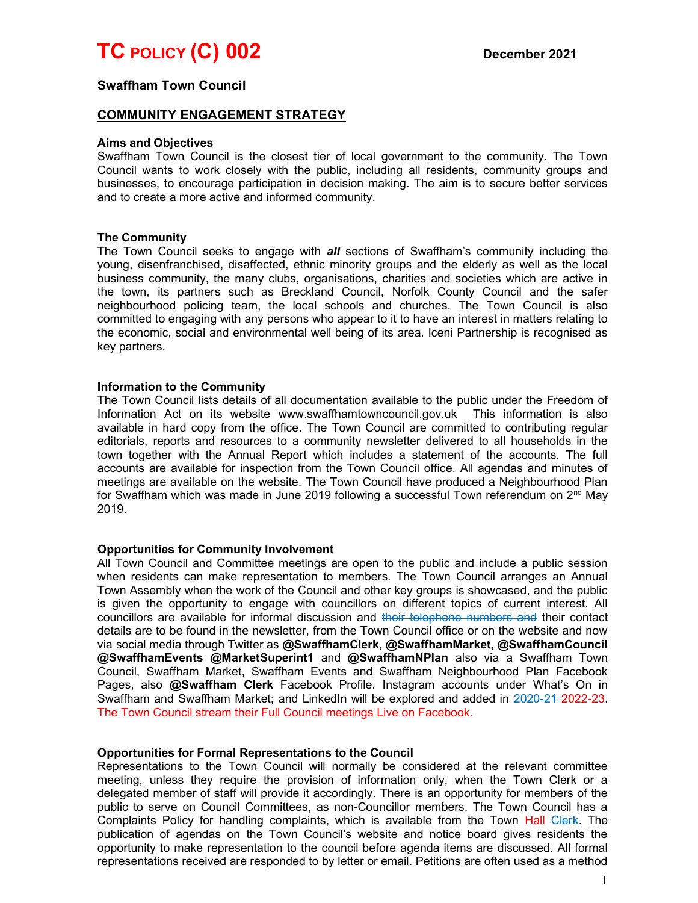# TC POLICY (C) 002

December 2021

**Swaffham Town Council**

## COMMUNITY ENGAGEMENT STRATEGY

### Aims and Objectives

Swaffham Town Council is the closest tier of local government to the community. The Town Council wants to work closely with the public, including all residents, community groups and businesses, to encourage participation in decision making. The aim is to secure better services and to create a more active and informed community.

### The Community

The Town Council seeks to engage with ***all*** sections of Swaffham's community including the young, disenfranchised, disaffected, ethnic minority groups and the elderly as well as the local business community, the many clubs, organisations, charities and societies which are active in the town, its partners such as Breckland Council, Norfolk County Council and the safer neighbourhood policing team, the local schools and churches. The Town Council is also committed to engaging with any persons who appear to it to have an interest in matters relating to the economic, social and environmental well being of its area. Iceni Partnership is recognised as key partners.

### Information to the Community

The Town Council lists details of all documentation available to the public under the Freedom of Information Act on its website www.swaffhamtowncouncil.gov.uk This information is also available in hard copy from the office. The Town Council are committed to contributing regular editorials, reports and resources to a community newsletter delivered to all households in the town together with the Annual Report which includes a statement of the accounts. The full accounts are available for inspection from the Town Council office. All agendas and minutes of meetings are available on the website. The Town Council have produced a Neighbourhood Plan for Swaffham which was made in June 2019 following a successful Town referendum on 2nd May 2019.

### Opportunities for Community Involvement

All Town Council and Committee meetings are open to the public and include a public session when residents can make representation to members. The Town Council arranges an Annual Town Assembly when the work of the Council and other key groups is showcased, and the public is given the opportunity to engage with councillors on different topics of current interest. All councillors are available for informal discussion and ~~their telephone numbers and~~ their contact details are to be found in the newsletter, from the Town Council office or on the website and now via social media through Twitter as **@SwaffhamClerk, @SwaffhamMarket, @SwaffhamCouncil @SwaffhamEvents @MarketSuperint1** and **@SwaffhamNPlan** also via a Swaffham Town Council, Swaffham Market, Swaffham Events and Swaffham Neighbourhood Plan Facebook Pages, also **@Swaffham Clerk** Facebook Profile. Instagram accounts under What's On in Swaffham and Swaffham Market; and LinkedIn will be explored and added in ~~2020-21~~ 2022-23. The Town Council stream their Full Council meetings Live on Facebook.

### Opportunities for Formal Representations to the Council

Representations to the Town Council will normally be considered at the relevant committee meeting, unless they require the provision of information only, when the Town Clerk or a delegated member of staff will provide it accordingly. There is an opportunity for members of the public to serve on Council Committees, as non-Councillor members. The Town Council has a Complaints Policy for handling complaints, which is available from the Town Hall ~~Clerk~~. The publication of agendas on the Town Council's website and notice board gives residents the opportunity to make representation to the council before agenda items are discussed. All formal representations received are responded to by letter or email. Petitions are often used as a method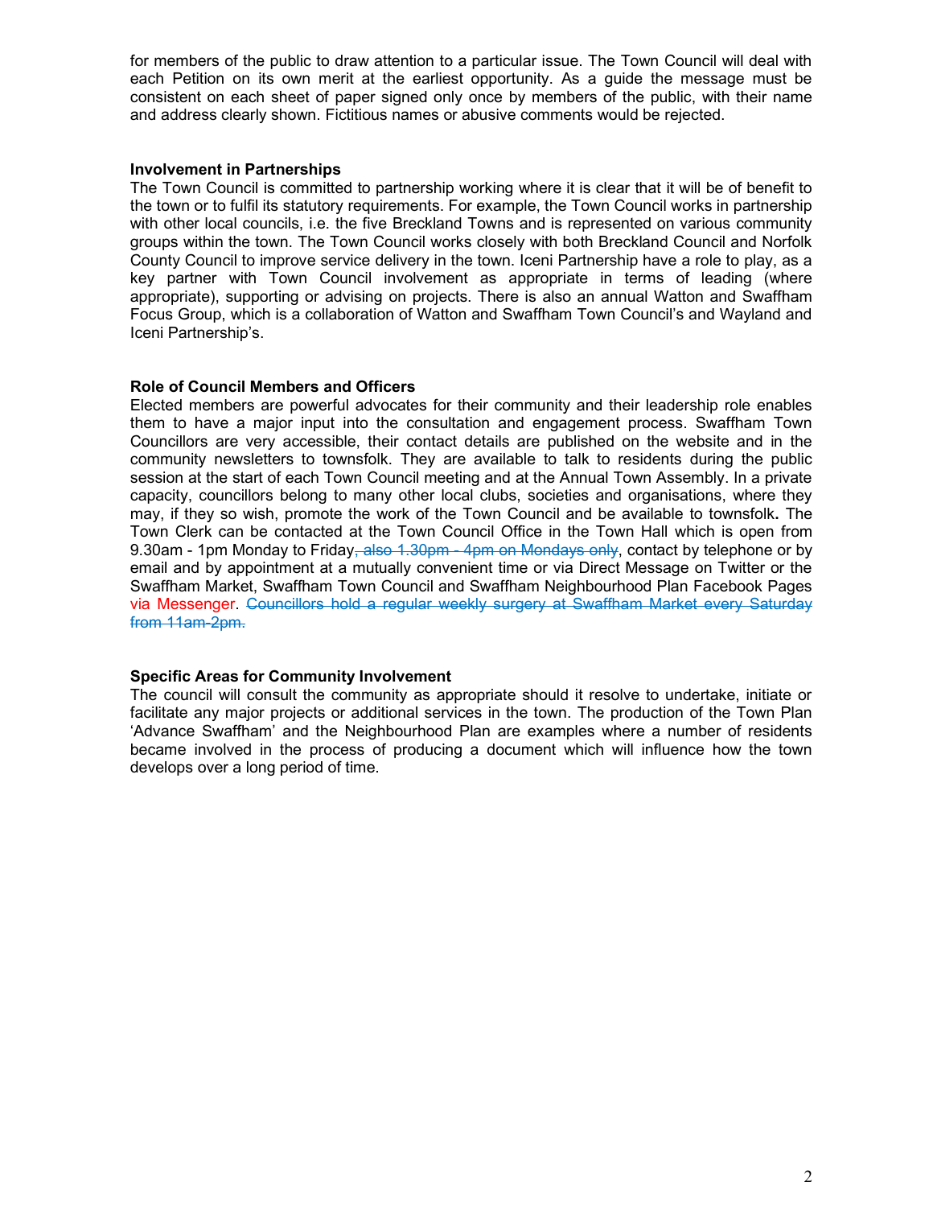for members of the public to draw attention to a particular issue. The Town Council will deal with each Petition on its own merit at the earliest opportunity. As a guide the message must be consistent on each sheet of paper signed only once by members of the public, with their name and address clearly shown. Fictitious names or abusive comments would be rejected.

**Involvement in Partnerships**

The Town Council is committed to partnership working where it is clear that it will be of benefit to the town or to fulfil its statutory requirements. For example, the Town Council works in partnership with other local councils, i.e. the five Breckland Towns and is represented on various community groups within the town. The Town Council works closely with both Breckland Council and Norfolk County Council to improve service delivery in the town. Iceni Partnership have a role to play, as a key partner with Town Council involvement as appropriate in terms of leading (where appropriate), supporting or advising on projects. There is also an annual Watton and Swaffham Focus Group, which is a collaboration of Watton and Swaffham Town Council's and Wayland and Iceni Partnership's.

**Role of Council Members and Officers**

Elected members are powerful advocates for their community and their leadership role enables them to have a major input into the consultation and engagement process. Swaffham Town Councillors are very accessible, their contact details are published on the website and in the community newsletters to townsfolk. They are available to talk to residents during the public session at the start of each Town Council meeting and at the Annual Town Assembly. In a private capacity, councillors belong to many other local clubs, societies and organisations, where they may, if they so wish, promote the work of the Town Council and be available to townsfolk**.** The Town Clerk can be contacted at the Town Council Office in the Town Hall which is open from 9.30am - 1pm Monday to Friday~~, also 1.30pm - 4pm on Mondays only~~, contact by telephone or by email and by appointment at a mutually convenient time or via Direct Message on Twitter or the Swaffham Market, Swaffham Town Council and Swaffham Neighbourhood Plan Facebook Pages via Messenger. ~~Councillors hold a regular weekly surgery at Swaffham Market every Saturday from 11am-2pm.~~

**Specific Areas for Community Involvement**

The council will consult the community as appropriate should it resolve to undertake, initiate or facilitate any major projects or additional services in the town. The production of the Town Plan 'Advance Swaffham' and the Neighbourhood Plan are examples where a number of residents became involved in the process of producing a document which will influence how the town develops over a long period of time.